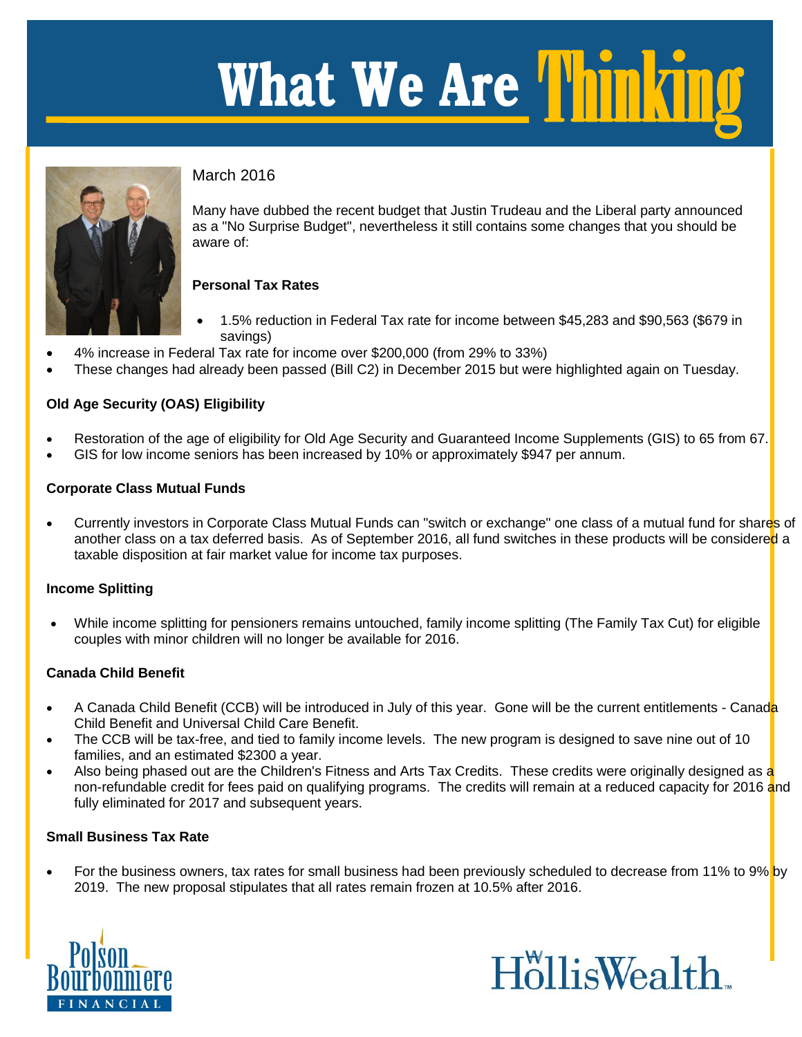# What We Are Thinking

March 2016

Many have dubbed the recent budget that Justin Trudeau and the Liberal party announced as a "No Surprise Budget", nevertheless it still contains some changes that you should be aware of:

**Personal Tax Rates**

- 1.5% reduction in Federal Tax rate for income between $45,283 and $90,563 ($679 in savings)
- 4% increase in Federal Tax rate for income over $200,000 (from 29% to 33%)
- These changes had already been passed (Bill C2) in December 2015 but were highlighted again on Tuesday.

**Old Age Security (OAS) Eligibility**

- Restoration of the age of eligibility for Old Age Security and Guaranteed Income Supplements (GIS) to 65 from 67.
- GIS for low income seniors has been increased by 10% or approximately $947 per annum.

**Corporate Class Mutual Funds**

- Currently investors in Corporate Class Mutual Funds can "switch or exchange" one class of a mutual fund for shares of another class on a tax deferred basis. As of September 2016, all fund switches in these products will be considered a taxable disposition at fair market value for income tax purposes.

**Income Splitting**

- While income splitting for pensioners remains untouched, family income splitting (The Family Tax Cut) for eligible couples with minor children will no longer be available for 2016.

**Canada Child Benefit**

- A Canada Child Benefit (CCB) will be introduced in July of this year. Gone will be the current entitlements - Canada Child Benefit and Universal Child Care Benefit.
- The CCB will be tax-free, and tied to family income levels. The new program is designed to save nine out of 10 families, and an estimated $2300 a year.
- Also being phased out are the Children's Fitness and Arts Tax Credits. These credits were originally designed as a non-refundable credit for fees paid on qualifying programs. The credits will remain at a reduced capacity for 2016 and fully eliminated for 2017 and subsequent years.

**Small Business Tax Rate**

- For the business owners, tax rates for small business had been previously scheduled to decrease from 11% to 9% by 2019. The new proposal stipulates that all rates remain frozen at 10.5% after 2016.

Polson Bourbonniere FINANCIAL

HollisWealth™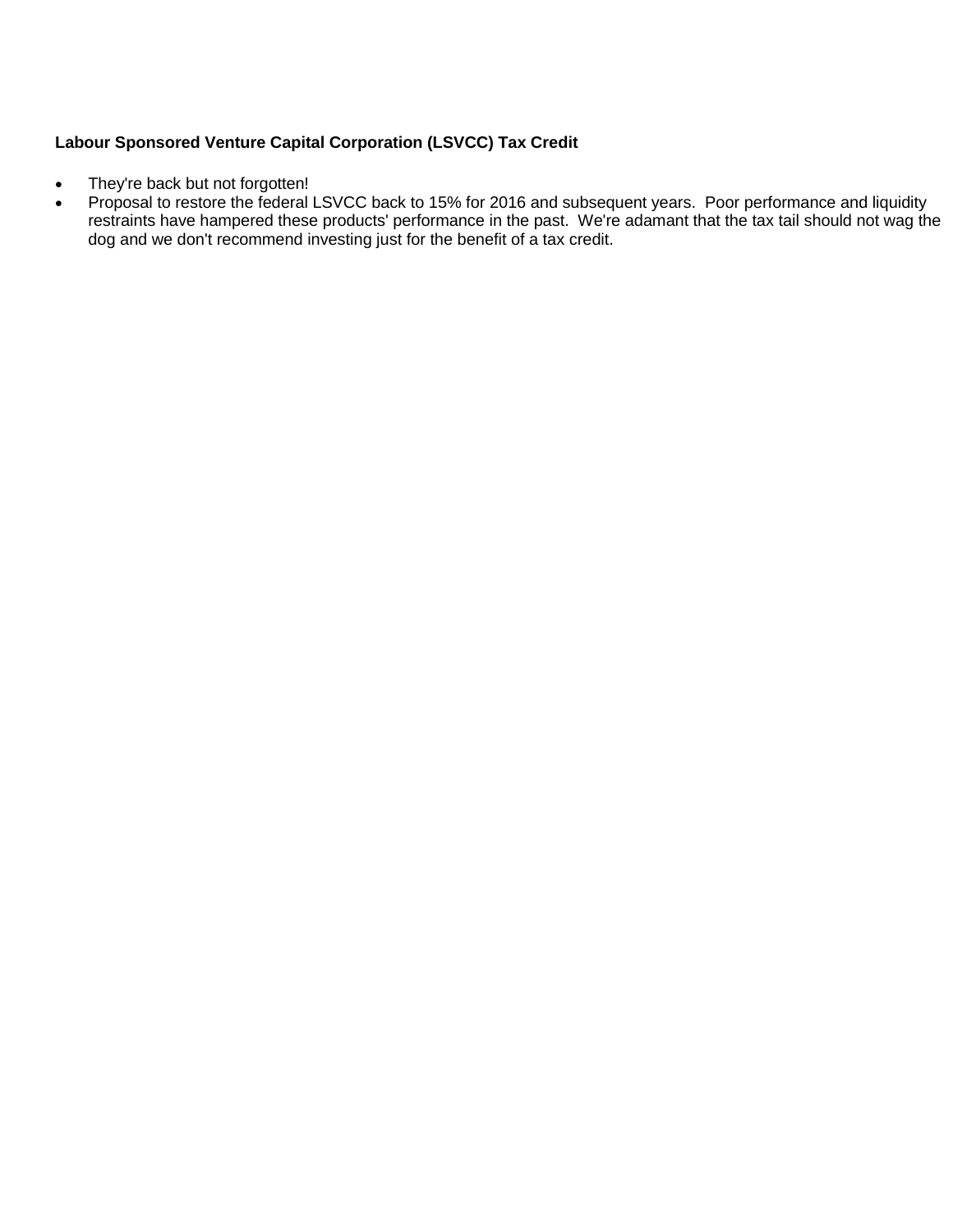**Labour Sponsored Venture Capital Corporation (LSVCC) Tax Credit**

- They're back but not forgotten!
- Proposal to restore the federal LSVCC back to 15% for 2016 and subsequent years. Poor performance and liquidity restraints have hampered these products' performance in the past. We're adamant that the tax tail should not wag the dog and we don't recommend investing just for the benefit of a tax credit.